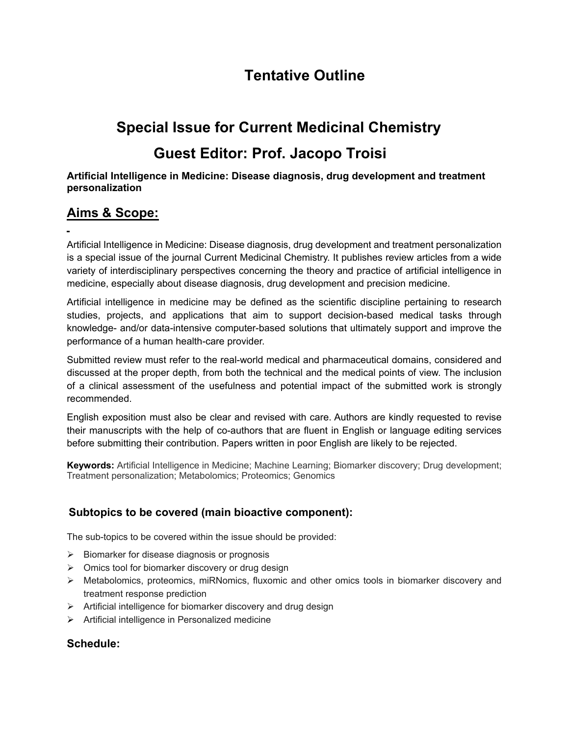# Tentative Outline

## Special Issue for Current Medicinal Chemistry

## Guest Editor: Prof. Jacopo Troisi

**Artificial Intelligence in Medicine: Disease diagnosis, drug development and treatment personalization**

## Aims & Scope:

Artificial Intelligence in Medicine: Disease diagnosis, drug development and treatment personalization is a special issue of the journal Current Medicinal Chemistry. It publishes review articles from a wide variety of interdisciplinary perspectives concerning the theory and practice of artificial intelligence in medicine, especially about disease diagnosis, drug development and precision medicine.

Artificial intelligence in medicine may be defined as the scientific discipline pertaining to research studies, projects, and applications that aim to support decision-based medical tasks through knowledge- and/or data-intensive computer-based solutions that ultimately support and improve the performance of a human health-care provider.

Submitted review must refer to the real-world medical and pharmaceutical domains, considered and discussed at the proper depth, from both the technical and the medical points of view. The inclusion of a clinical assessment of the usefulness and potential impact of the submitted work is strongly recommended.

English exposition must also be clear and revised with care. Authors are kindly requested to revise their manuscripts with the help of co-authors that are fluent in English or language editing services before submitting their contribution. Papers written in poor English are likely to be rejected.

**Keywords:** Artificial Intelligence in Medicine; Machine Learning; Biomarker discovery; Drug development; Treatment personalization; Metabolomics; Proteomics; Genomics

### Subtopics to be covered (main bioactive component):

The sub-topics to be covered within the issue should be provided:

- Biomarker for disease diagnosis or prognosis
- Omics tool for biomarker discovery or drug design
- Metabolomics, proteomics, miRNomics, fluxomic and other omics tools in biomarker discovery and treatment response prediction
- Artificial intelligence for biomarker discovery and drug design
- Artificial intelligence in Personalized medicine

### Schedule: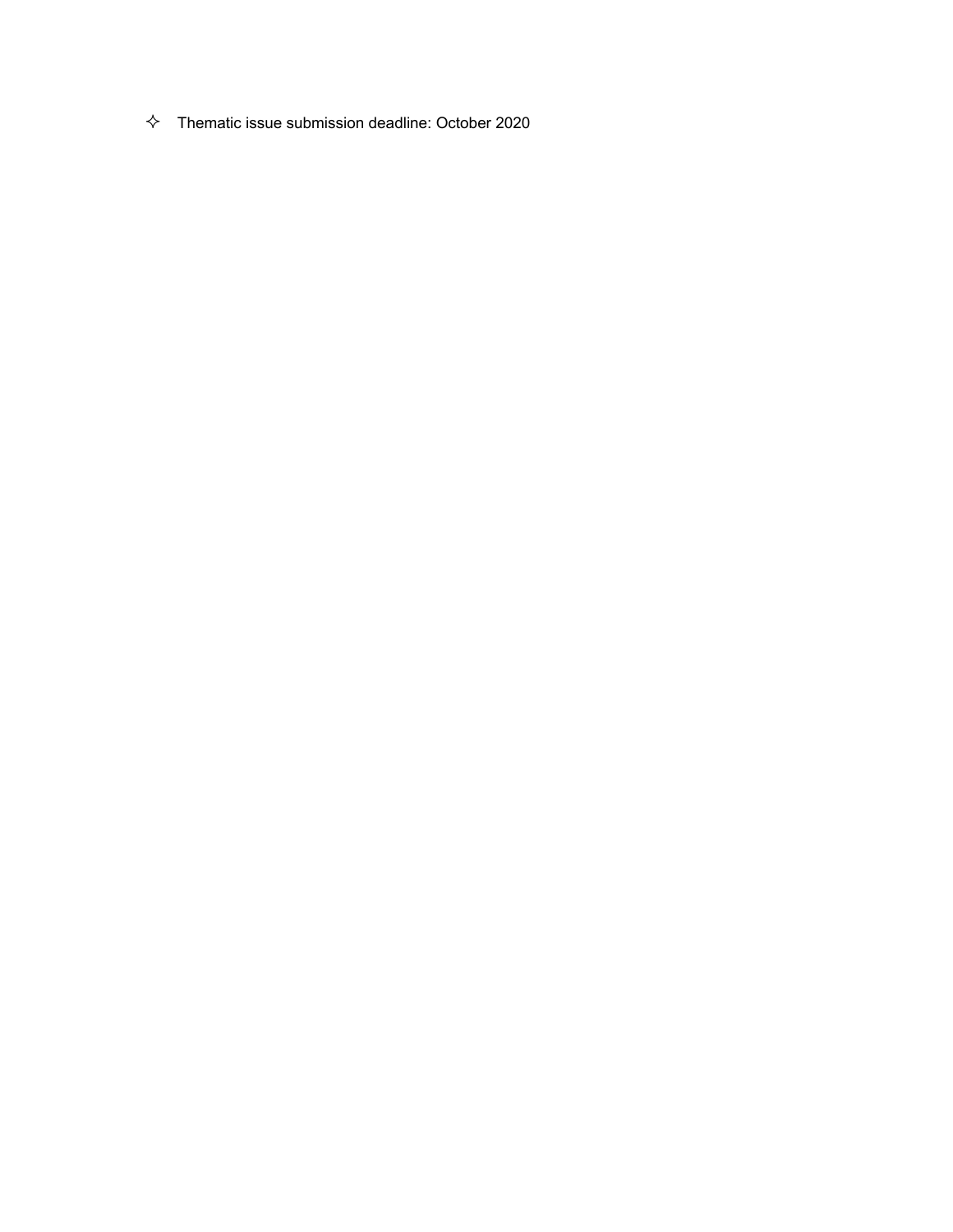- Thematic issue submission deadline: October 2020